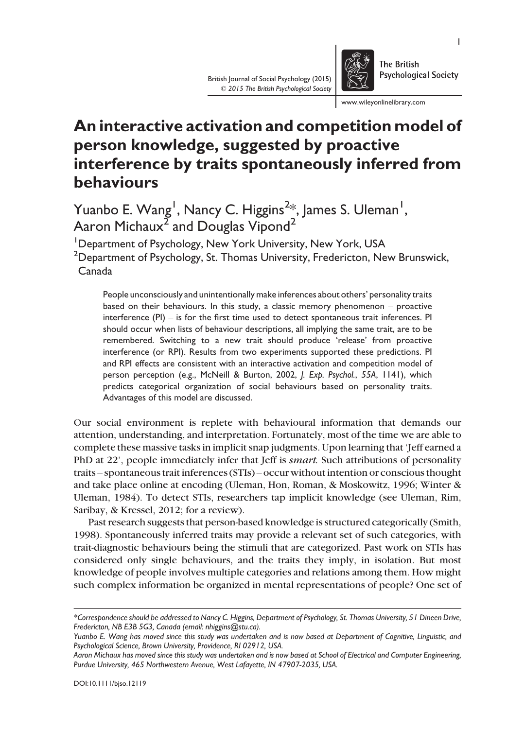# An interactive activation and competition model of person knowledge, suggested by proactive interference by traits spontaneously inferred from behaviours

Yuanbo E. Wang[1], Nancy C. Higgins[2]*, James S. Uleman[1], Aaron Michaux[2] and Douglas Vipond[2]

[1]Department of Psychology, New York University, New York, USA

[2]Department of Psychology, St. Thomas University, Fredericton, New Brunswick, Canada

People unconsciously and unintentionally make inferences about others' personality traits based on their behaviours. In this study, a classic memory phenomenon – proactive interference (PI) – is for the first time used to detect spontaneous trait inferences. PI should occur when lists of behaviour descriptions, all implying the same trait, are to be remembered. Switching to a new trait should produce 'release' from proactive interference (or RPI). Results from two experiments supported these predictions. PI and RPI effects are consistent with an interactive activation and competition model of person perception (e.g., McNeill & Burton, 2002, *J. Exp. Psychol.*, *55A*, 1141), which predicts categorical organization of social behaviours based on personality traits. Advantages of this model are discussed.

Our social environment is replete with behavioural information that demands our attention, understanding, and interpretation. Fortunately, most of the time we are able to complete these massive tasks in implicit snap judgments. Upon learning that 'Jeff earned a PhD at 22', people immediately infer that Jeff is *smart.* Such attributions of personality traits – spontaneous trait inferences (STIs) – occur without intention or conscious thought and take place online at encoding (Uleman, Hon, Roman, & Moskowitz, 1996; Winter & Uleman, 1984). To detect STIs, researchers tap implicit knowledge (see Uleman, Rim, Saribay, & Kressel, 2012; for a review).

Past research suggests that person-based knowledge is structured categorically (Smith, 1998). Spontaneously inferred traits may provide a relevant set of such categories, with trait-diagnostic behaviours being the stimuli that are categorized. Past work on STIs has considered only single behaviours, and the traits they imply, in isolation. But most knowledge of people involves multiple categories and relations among them. How might such complex information be organized in mental representations of people? One set of

*Correspondence should be addressed to Nancy C. Higgins, Department of Psychology, St. Thomas University, 51 Dineen Drive, Fredericton, NB E3B 5G3, Canada (email: nhiggins@stu.ca).

Yuanbo E. Wang has moved since this study was undertaken and is now based at Department of Cognitive, Linguistic, and Psychological Science, Brown University, Providence, RI 02912, USA.

Aaron Michaux has moved since this study was undertaken and is now based at School of Electrical and Computer Engineering, Purdue University, 465 Northwestern Avenue, West Lafayette, IN 47907-2035, USA.

DOI:10.1111/bjso.12119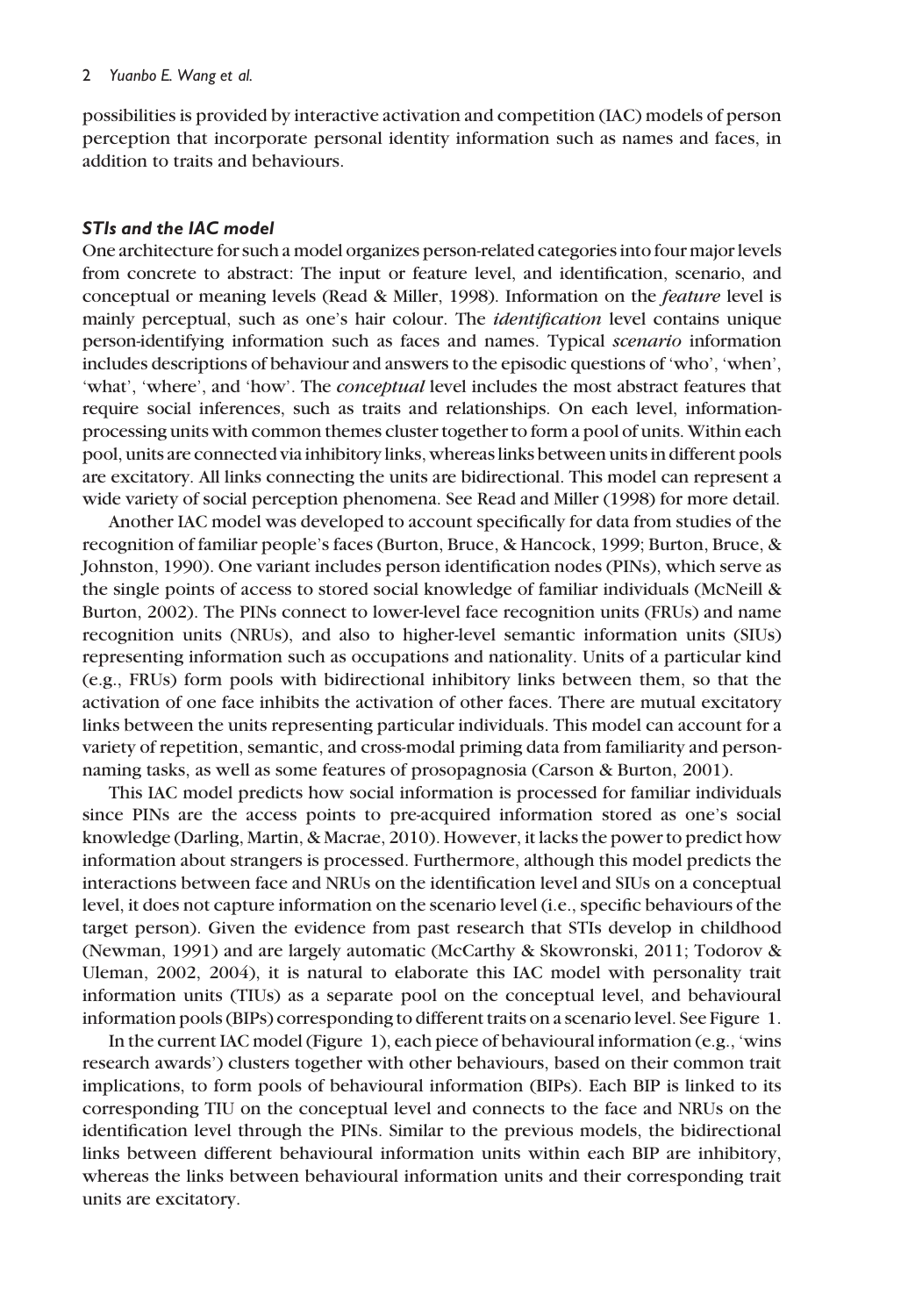possibilities is provided by interactive activation and competition (IAC) models of person perception that incorporate personal identity information such as names and faces, in addition to traits and behaviours.

### *STIs and the IAC model*

One architecture for such a model organizes person-related categories into four major levels from concrete to abstract: The input or feature level, and identification, scenario, and conceptual or meaning levels (Read & Miller, 1998). Information on the *feature* level is mainly perceptual, such as one's hair colour. The *identification* level contains unique person-identifying information such as faces and names. Typical *scenario* information includes descriptions of behaviour and answers to the episodic questions of 'who', 'when', 'what', 'where', and 'how'. The *conceptual* level includes the most abstract features that require social inferences, such as traits and relationships. On each level, information-processing units with common themes cluster together to form a pool of units. Within each pool, units are connected via inhibitory links, whereas links between units in different pools are excitatory. All links connecting the units are bidirectional. This model can represent a wide variety of social perception phenomena. See Read and Miller (1998) for more detail.

Another IAC model was developed to account specifically for data from studies of the recognition of familiar people's faces (Burton, Bruce, & Hancock, 1999; Burton, Bruce, & Johnston, 1990). One variant includes person identification nodes (PINs), which serve as the single points of access to stored social knowledge of familiar individuals (McNeill & Burton, 2002). The PINs connect to lower-level face recognition units (FRUs) and name recognition units (NRUs), and also to higher-level semantic information units (SIUs) representing information such as occupations and nationality. Units of a particular kind (e.g., FRUs) form pools with bidirectional inhibitory links between them, so that the activation of one face inhibits the activation of other faces. There are mutual excitatory links between the units representing particular individuals. This model can account for a variety of repetition, semantic, and cross-modal priming data from familiarity and person-naming tasks, as well as some features of prosopagnosia (Carson & Burton, 2001).

This IAC model predicts how social information is processed for familiar individuals since PINs are the access points to pre-acquired information stored as one's social knowledge (Darling, Martin, & Macrae, 2010). However, it lacks the power to predict how information about strangers is processed. Furthermore, although this model predicts the interactions between face and NRUs on the identification level and SIUs on a conceptual level, it does not capture information on the scenario level (i.e., specific behaviours of the target person). Given the evidence from past research that STIs develop in childhood (Newman, 1991) and are largely automatic (McCarthy & Skowronski, 2011; Todorov & Uleman, 2002, 2004), it is natural to elaborate this IAC model with personality trait information units (TIUs) as a separate pool on the conceptual level, and behavioural information pools (BIPs) corresponding to different traits on a scenario level. See Figure 1.

In the current IAC model (Figure 1), each piece of behavioural information (e.g., 'wins research awards') clusters together with other behaviours, based on their common trait implications, to form pools of behavioural information (BIPs). Each BIP is linked to its corresponding TIU on the conceptual level and connects to the face and NRUs on the identification level through the PINs. Similar to the previous models, the bidirectional links between different behavioural information units within each BIP are inhibitory, whereas the links between behavioural information units and their corresponding trait units are excitatory.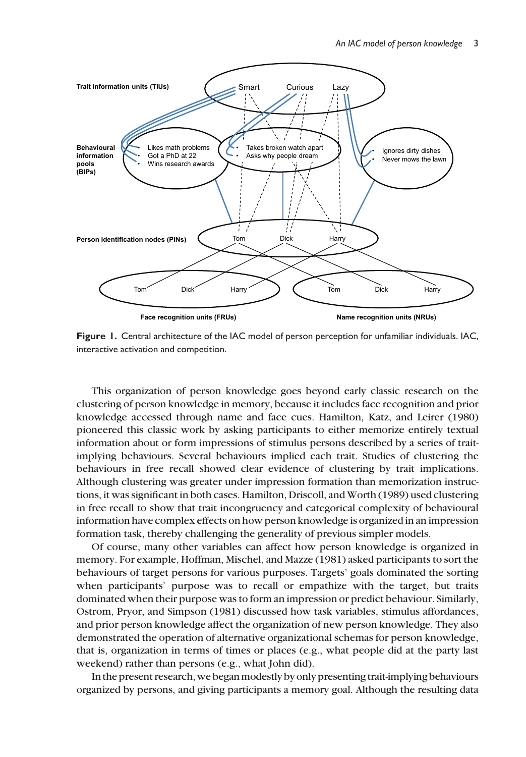**Figure 1.** Central architecture of the IAC model of person perception for unfamiliar individuals. IAC, interactive activation and competition.

This organization of person knowledge goes beyond early classic research on the clustering of person knowledge in memory, because it includes face recognition and prior knowledge accessed through name and face cues. Hamilton, Katz, and Leirer (1980) pioneered this classic work by asking participants to either memorize entirely textual information about or form impressions of stimulus persons described by a series of trait-implying behaviours. Several behaviours implied each trait. Studies of clustering the behaviours in free recall showed clear evidence of clustering by trait implications. Although clustering was greater under impression formation than memorization instructions, it was significant in both cases. Hamilton, Driscoll, and Worth (1989) used clustering in free recall to show that trait incongruency and categorical complexity of behavioural information have complex effects on how person knowledge is organized in an impression formation task, thereby challenging the generality of previous simpler models.

Of course, many other variables can affect how person knowledge is organized in memory. For example, Hoffman, Mischel, and Mazze (1981) asked participants to sort the behaviours of target persons for various purposes. Targets' goals dominated the sorting when participants' purpose was to recall or empathize with the target, but traits dominated when their purpose was to form an impression or predict behaviour. Similarly, Ostrom, Pryor, and Simpson (1981) discussed how task variables, stimulus affordances, and prior person knowledge affect the organization of new person knowledge. They also demonstrated the operation of alternative organizational schemas for person knowledge, that is, organization in terms of times or places (e.g., what people did at the party last weekend) rather than persons (e.g., what John did).

In the present research, we began modestly by only presenting trait-implying behaviours organized by persons, and giving participants a memory goal. Although the resulting data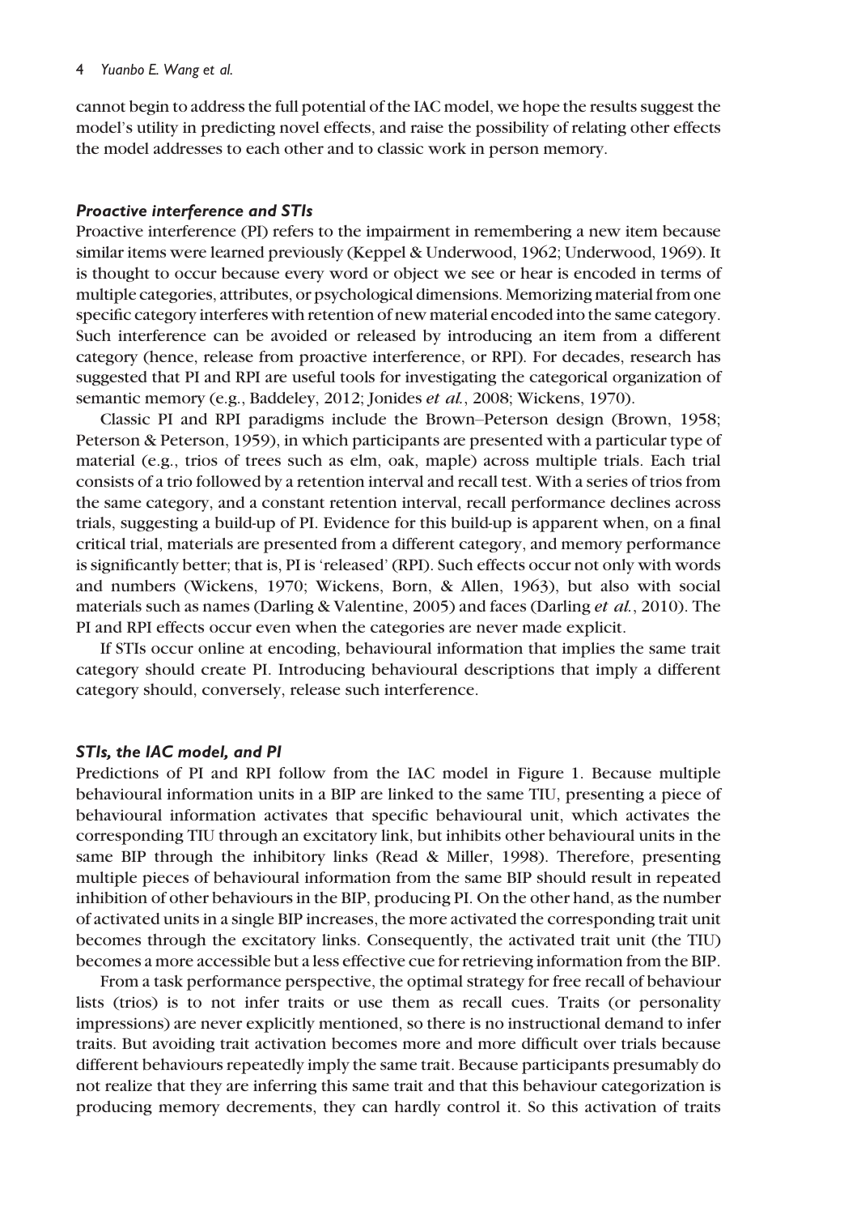cannot begin to address the full potential of the IAC model, we hope the results suggest the model's utility in predicting novel effects, and raise the possibility of relating other effects the model addresses to each other and to classic work in person memory.

### *Proactive interference and STIs*

Proactive interference (PI) refers to the impairment in remembering a new item because similar items were learned previously (Keppel & Underwood, 1962; Underwood, 1969). It is thought to occur because every word or object we see or hear is encoded in terms of multiple categories, attributes, or psychological dimensions. Memorizing material from one specific category interferes with retention of new material encoded into the same category. Such interference can be avoided or released by introducing an item from a different category (hence, release from proactive interference, or RPI). For decades, research has suggested that PI and RPI are useful tools for investigating the categorical organization of semantic memory (e.g., Baddeley, 2012; Jonides *et al.*, 2008; Wickens, 1970).

Classic PI and RPI paradigms include the Brown–Peterson design (Brown, 1958; Peterson & Peterson, 1959), in which participants are presented with a particular type of material (e.g., trios of trees such as elm, oak, maple) across multiple trials. Each trial consists of a trio followed by a retention interval and recall test. With a series of trios from the same category, and a constant retention interval, recall performance declines across trials, suggesting a build-up of PI. Evidence for this build-up is apparent when, on a final critical trial, materials are presented from a different category, and memory performance is significantly better; that is, PI is 'released' (RPI). Such effects occur not only with words and numbers (Wickens, 1970; Wickens, Born, & Allen, 1963), but also with social materials such as names (Darling & Valentine, 2005) and faces (Darling *et al.*, 2010). The PI and RPI effects occur even when the categories are never made explicit.

If STIs occur online at encoding, behavioural information that implies the same trait category should create PI. Introducing behavioural descriptions that imply a different category should, conversely, release such interference.

### *STIs, the IAC model, and PI*

Predictions of PI and RPI follow from the IAC model in Figure 1. Because multiple behavioural information units in a BIP are linked to the same TIU, presenting a piece of behavioural information activates that specific behavioural unit, which activates the corresponding TIU through an excitatory link, but inhibits other behavioural units in the same BIP through the inhibitory links (Read & Miller, 1998). Therefore, presenting multiple pieces of behavioural information from the same BIP should result in repeated inhibition of other behaviours in the BIP, producing PI. On the other hand, as the number of activated units in a single BIP increases, the more activated the corresponding trait unit becomes through the excitatory links. Consequently, the activated trait unit (the TIU) becomes a more accessible but a less effective cue for retrieving information from the BIP.

From a task performance perspective, the optimal strategy for free recall of behaviour lists (trios) is to not infer traits or use them as recall cues. Traits (or personality impressions) are never explicitly mentioned, so there is no instructional demand to infer traits. But avoiding trait activation becomes more and more difficult over trials because different behaviours repeatedly imply the same trait. Because participants presumably do not realize that they are inferring this same trait and that this behaviour categorization is producing memory decrements, they can hardly control it. So this activation of traits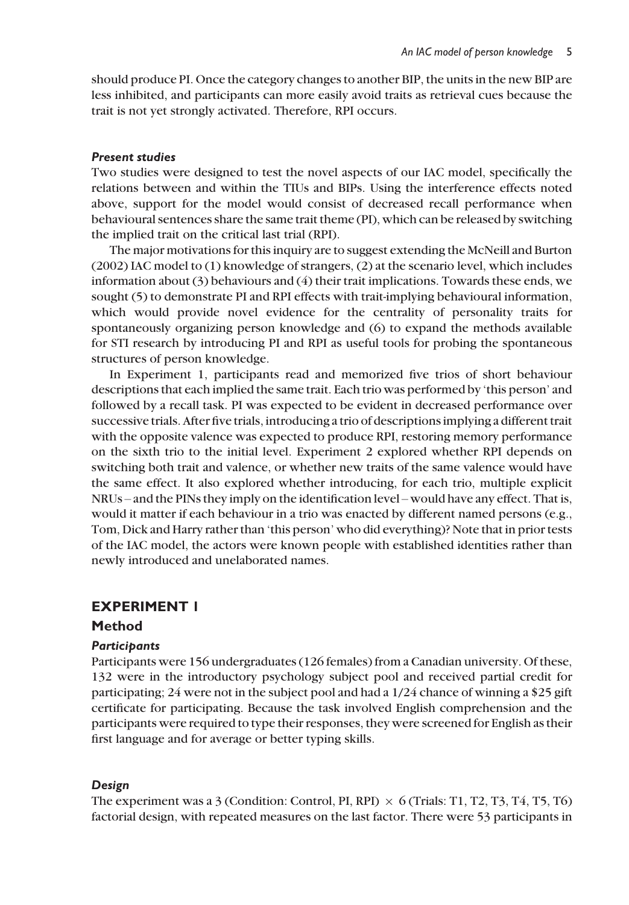should produce PI. Once the category changes to another BIP, the units in the new BIP are less inhibited, and participants can more easily avoid traits as retrieval cues because the trait is not yet strongly activated. Therefore, RPI occurs.

### *Present studies*

Two studies were designed to test the novel aspects of our IAC model, specifically the relations between and within the TIUs and BIPs. Using the interference effects noted above, support for the model would consist of decreased recall performance when behavioural sentences share the same trait theme (PI), which can be released by switching the implied trait on the critical last trial (RPI).

The major motivations for this inquiry are to suggest extending the McNeill and Burton (2002) IAC model to (1) knowledge of strangers, (2) at the scenario level, which includes information about (3) behaviours and (4) their trait implications. Towards these ends, we sought (5) to demonstrate PI and RPI effects with trait-implying behavioural information, which would provide novel evidence for the centrality of personality traits for spontaneously organizing person knowledge and (6) to expand the methods available for STI research by introducing PI and RPI as useful tools for probing the spontaneous structures of person knowledge.

In Experiment 1, participants read and memorized five trios of short behaviour descriptions that each implied the same trait. Each trio was performed by 'this person' and followed by a recall task. PI was expected to be evident in decreased performance over successive trials. After five trials, introducing a trio of descriptions implying a different trait with the opposite valence was expected to produce RPI, restoring memory performance on the sixth trio to the initial level. Experiment 2 explored whether RPI depends on switching both trait and valence, or whether new traits of the same valence would have the same effect. It also explored whether introducing, for each trio, multiple explicit NRUs – and the PINs they imply on the identification level – would have any effect. That is, would it matter if each behaviour in a trio was enacted by different named persons (e.g., Tom, Dick and Harry rather than 'this person' who did everything)? Note that in prior tests of the IAC model, the actors were known people with established identities rather than newly introduced and unelaborated names.

## EXPERIMENT 1

### Method

#### *Participants*

Participants were 156 undergraduates (126 females) from a Canadian university. Of these, 132 were in the introductory psychology subject pool and received partial credit for participating; 24 were not in the subject pool and had a 1/24 chance of winning a $25 gift certificate for participating. Because the task involved English comprehension and the participants were required to type their responses, they were screened for English as their first language and for average or better typing skills.

#### *Design*

The experiment was a 3 (Condition: Control, PI, RPI) $\times$ 6 (Trials: T1, T2, T3, T4, T5, T6) factorial design, with repeated measures on the last factor. There were 53 participants in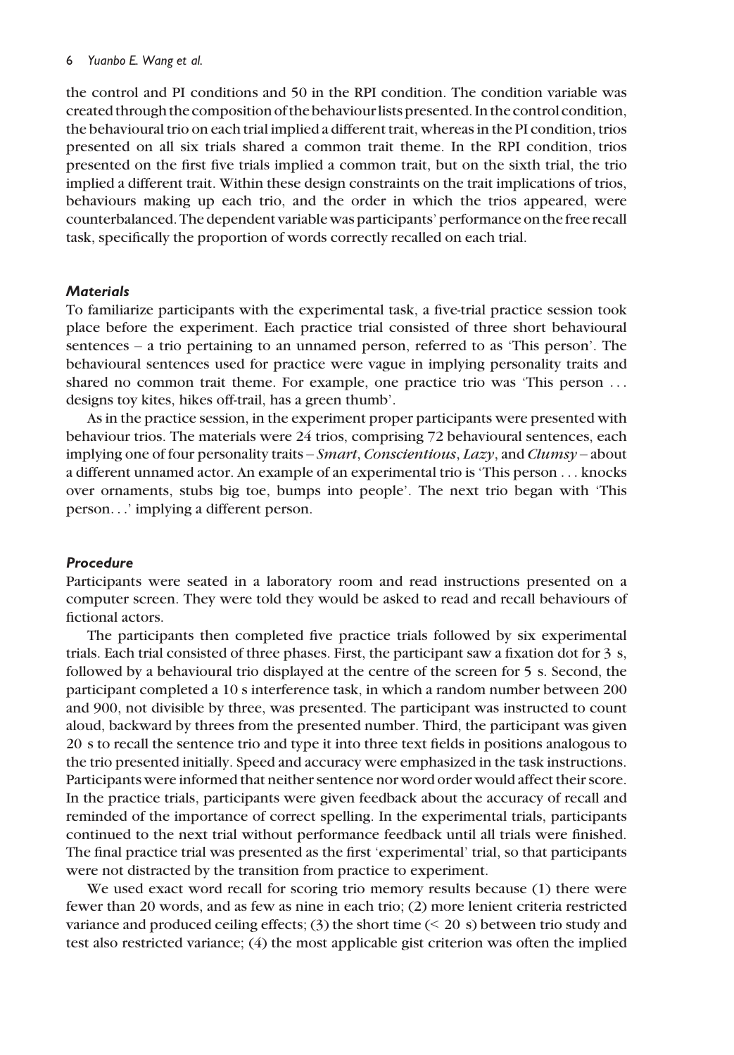the control and PI conditions and 50 in the RPI condition. The condition variable was created through the composition of the behaviour lists presented. In the control condition, the behavioural trio on each trial implied a different trait, whereas in the PI condition, trios presented on all six trials shared a common trait theme. In the RPI condition, trios presented on the first five trials implied a common trait, but on the sixth trial, the trio implied a different trait. Within these design constraints on the trait implications of trios, behaviours making up each trio, and the order in which the trios appeared, were counterbalanced. The dependent variable was participants' performance on the free recall task, specifically the proportion of words correctly recalled on each trial.

### *Materials*

To familiarize participants with the experimental task, a five-trial practice session took place before the experiment. Each practice trial consisted of three short behavioural sentences – a trio pertaining to an unnamed person, referred to as 'This person'. The behavioural sentences used for practice were vague in implying personality traits and shared no common trait theme. For example, one practice trio was 'This person ... designs toy kites, hikes off-trail, has a green thumb'.

As in the practice session, in the experiment proper participants were presented with behaviour trios. The materials were 24 trios, comprising 72 behavioural sentences, each implying one of four personality traits – *Smart*, *Conscientious*, *Lazy*, and *Clumsy* – about a different unnamed actor. An example of an experimental trio is 'This person ... knocks over ornaments, stubs big toe, bumps into people'. The next trio began with 'This person...' implying a different person.

### *Procedure*

Participants were seated in a laboratory room and read instructions presented on a computer screen. They were told they would be asked to read and recall behaviours of fictional actors.

The participants then completed five practice trials followed by six experimental trials. Each trial consisted of three phases. First, the participant saw a fixation dot for 3 s, followed by a behavioural trio displayed at the centre of the screen for 5 s. Second, the participant completed a 10 s interference task, in which a random number between 200 and 900, not divisible by three, was presented. The participant was instructed to count aloud, backward by threes from the presented number. Third, the participant was given 20 s to recall the sentence trio and type it into three text fields in positions analogous to the trio presented initially. Speed and accuracy were emphasized in the task instructions. Participants were informed that neither sentence nor word order would affect their score. In the practice trials, participants were given feedback about the accuracy of recall and reminded of the importance of correct spelling. In the experimental trials, participants continued to the next trial without performance feedback until all trials were finished. The final practice trial was presented as the first 'experimental' trial, so that participants were not distracted by the transition from practice to experiment.

We used exact word recall for scoring trio memory results because (1) there were fewer than 20 words, and as few as nine in each trio; (2) more lenient criteria restricted variance and produced ceiling effects; (3) the short time (< 20 s) between trio study and test also restricted variance; (4) the most applicable gist criterion was often the implied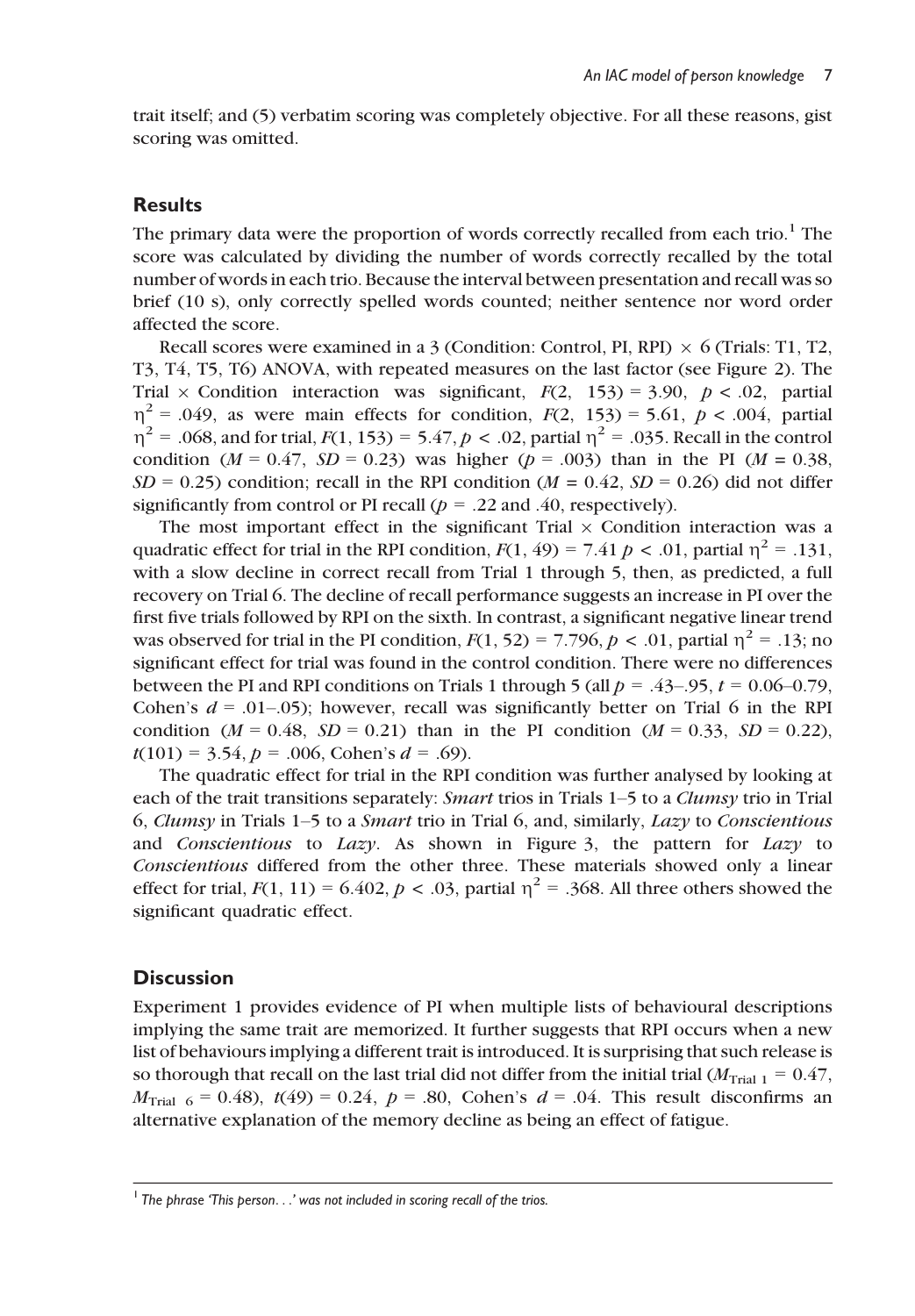trait itself; and (5) verbatim scoring was completely objective. For all these reasons, gist scoring was omitted.

## Results

The primary data were the proportion of words correctly recalled from each trio.[1] The score was calculated by dividing the number of words correctly recalled by the total number of words in each trio. Because the interval between presentation and recall was so brief (10 s), only correctly spelled words counted; neither sentence nor word order affected the score.

Recall scores were examined in a 3 (Condition: Control, PI, RPI) × 6 (Trials: T1, T2, T3, T4, T5, T6) ANOVA, with repeated measures on the last factor (see Figure 2). The Trial × Condition interaction was significant, $F(2, 153) = 3.90$, $p < .02$, partial $\eta^2 = .049$, as were main effects for condition, $F(2, 153) = 5.61$, $p < .004$, partial $\eta^2 = .068$, and for trial, $F(1, 153) = 5.47$, $p < .02$, partial $\eta^2 = .035$. Recall in the control condition ($M = 0.47$, $SD = 0.23$) was higher ($p = .003$) than in the PI ($M = 0.38$, $SD = 0.25$) condition; recall in the RPI condition ($M = 0.42$, $SD = 0.26$) did not differ significantly from control or PI recall ($p = .22$ and .40, respectively).

The most important effect in the significant Trial × Condition interaction was a quadratic effect for trial in the RPI condition, $F(1, 49) = 7.41$ $p < .01$, partial $\eta^2 = .131$, with a slow decline in correct recall from Trial 1 through 5, then, as predicted, a full recovery on Trial 6. The decline of recall performance suggests an increase in PI over the first five trials followed by RPI on the sixth. In contrast, a significant negative linear trend was observed for trial in the PI condition, $F(1, 52) = 7.796$, $p < .01$, partial $\eta^2 = .13$; no significant effect for trial was found in the control condition. There were no differences between the PI and RPI conditions on Trials 1 through 5 (all $p = .43$–.95, $t = 0.06$–0.79, Cohen's $d = .01$–.05); however, recall was significantly better on Trial 6 in the RPI condition ($M = 0.48$, $SD = 0.21$) than in the PI condition ($M = 0.33$, $SD = 0.22$), $t(101) = 3.54$, $p = .006$, Cohen's $d = .69$).

The quadratic effect for trial in the RPI condition was further analysed by looking at each of the trait transitions separately: *Smart* trios in Trials 1–5 to a *Clumsy* trio in Trial 6, *Clumsy* in Trials 1–5 to a *Smart* trio in Trial 6, and, similarly, *Lazy* to *Conscientious* and *Conscientious* to *Lazy*. As shown in Figure 3, the pattern for *Lazy* to *Conscientious* differed from the other three. These materials showed only a linear effect for trial, $F(1, 11) = 6.402$, $p < .03$, partial $\eta^2 = .368$. All three others showed the significant quadratic effect.

## Discussion

Experiment 1 provides evidence of PI when multiple lists of behavioural descriptions implying the same trait are memorized. It further suggests that RPI occurs when a new list of behaviours implying a different trait is introduced. It is surprising that such release is so thorough that recall on the last trial did not differ from the initial trial ($M_{\text{Trial 1}} = 0.47$, $M_{\text{Trial 6}} = 0.48$), $t(49) = 0.24$, $p = .80$, Cohen's $d = .04$. This result disconfirms an alternative explanation of the memory decline as being an effect of fatigue.

[1] *The phrase 'This person. . .' was not included in scoring recall of the trios.*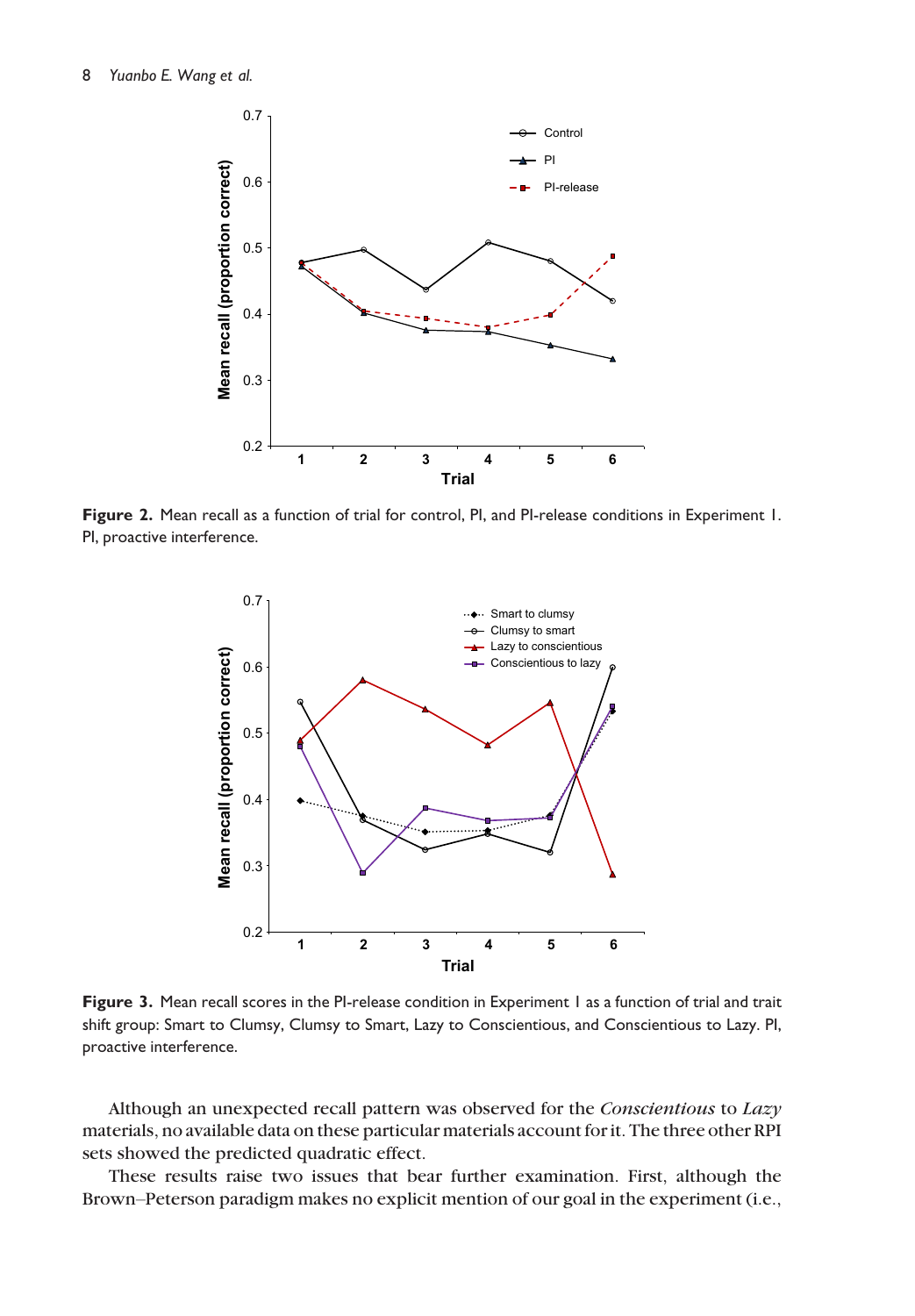**Figure 2.** Mean recall as a function of trial for control, PI, and PI-release conditions in Experiment 1. PI, proactive interference.

**Figure 3.** Mean recall scores in the PI-release condition in Experiment 1 as a function of trial and trait shift group: Smart to Clumsy, Clumsy to Smart, Lazy to Conscientious, and Conscientious to Lazy. PI, proactive interference.

Although an unexpected recall pattern was observed for the *Conscientious* to *Lazy* materials, no available data on these particular materials account for it. The three other RPI sets showed the predicted quadratic effect.

These results raise two issues that bear further examination. First, although the Brown–Peterson paradigm makes no explicit mention of our goal in the experiment (i.e.,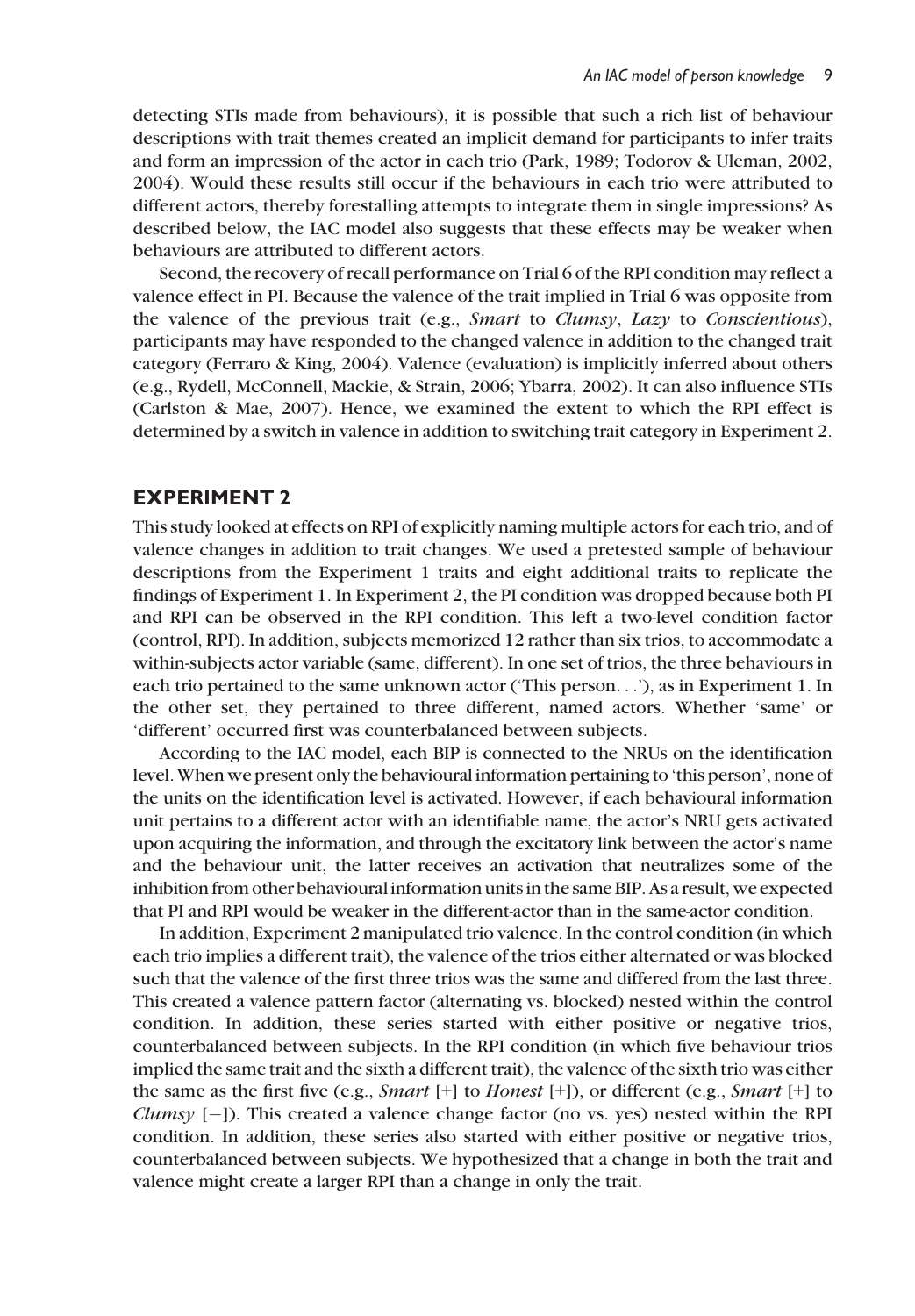detecting STIs made from behaviours), it is possible that such a rich list of behaviour descriptions with trait themes created an implicit demand for participants to infer traits and form an impression of the actor in each trio (Park, 1989; Todorov & Uleman, 2002, 2004). Would these results still occur if the behaviours in each trio were attributed to different actors, thereby forestalling attempts to integrate them in single impressions? As described below, the IAC model also suggests that these effects may be weaker when behaviours are attributed to different actors.

Second, the recovery of recall performance on Trial 6 of the RPI condition may reflect a valence effect in PI. Because the valence of the trait implied in Trial 6 was opposite from the valence of the previous trait (e.g., *Smart* to *Clumsy*, *Lazy* to *Conscientious*), participants may have responded to the changed valence in addition to the changed trait category (Ferraro & King, 2004). Valence (evaluation) is implicitly inferred about others (e.g., Rydell, McConnell, Mackie, & Strain, 2006; Ybarra, 2002). It can also influence STIs (Carlston & Mae, 2007). Hence, we examined the extent to which the RPI effect is determined by a switch in valence in addition to switching trait category in Experiment 2.

## EXPERIMENT 2

This study looked at effects on RPI of explicitly naming multiple actors for each trio, and of valence changes in addition to trait changes. We used a pretested sample of behaviour descriptions from the Experiment 1 traits and eight additional traits to replicate the findings of Experiment 1. In Experiment 2, the PI condition was dropped because both PI and RPI can be observed in the RPI condition. This left a two-level condition factor (control, RPI). In addition, subjects memorized 12 rather than six trios, to accommodate a within-subjects actor variable (same, different). In one set of trios, the three behaviours in each trio pertained to the same unknown actor ('This person. . .'), as in Experiment 1. In the other set, they pertained to three different, named actors. Whether 'same' or 'different' occurred first was counterbalanced between subjects.

According to the IAC model, each BIP is connected to the NRUs on the identification level. When we present only the behavioural information pertaining to 'this person', none of the units on the identification level is activated. However, if each behavioural information unit pertains to a different actor with an identifiable name, the actor's NRU gets activated upon acquiring the information, and through the excitatory link between the actor's name and the behaviour unit, the latter receives an activation that neutralizes some of the inhibition from other behavioural information units in the same BIP. As a result, we expected that PI and RPI would be weaker in the different-actor than in the same-actor condition.

In addition, Experiment 2 manipulated trio valence. In the control condition (in which each trio implies a different trait), the valence of the trios either alternated or was blocked such that the valence of the first three trios was the same and differed from the last three. This created a valence pattern factor (alternating vs. blocked) nested within the control condition. In addition, these series started with either positive or negative trios, counterbalanced between subjects. In the RPI condition (in which five behaviour trios implied the same trait and the sixth a different trait), the valence of the sixth trio was either the same as the first five (e.g., *Smart* [+] to *Honest* [+]), or different (e.g., *Smart* [+] to *Clumsy* [−]). This created a valence change factor (no vs. yes) nested within the RPI condition. In addition, these series also started with either positive or negative trios, counterbalanced between subjects. We hypothesized that a change in both the trait and valence might create a larger RPI than a change in only the trait.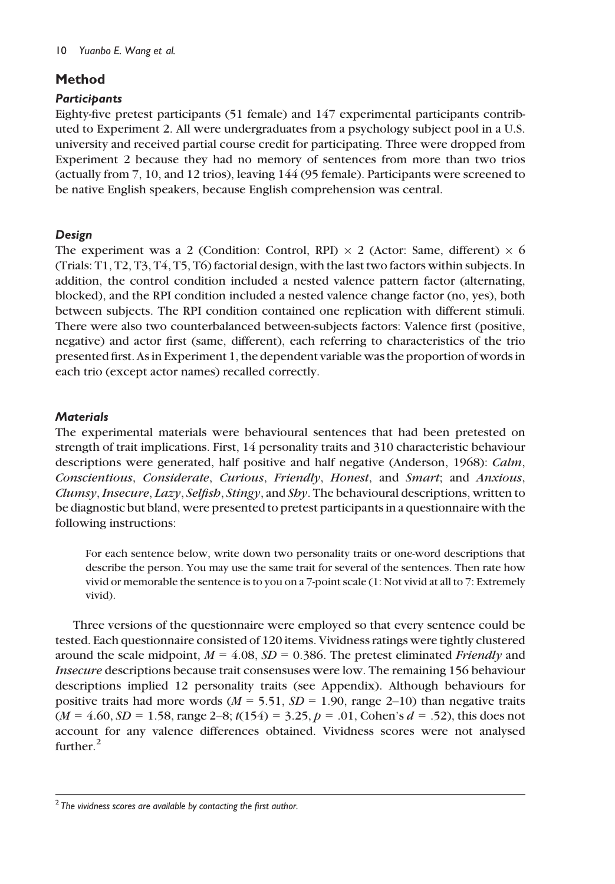## Method

### *Participants*

Eighty-five pretest participants (51 female) and 147 experimental participants contributed to Experiment 2. All were undergraduates from a psychology subject pool in a U.S. university and received partial course credit for participating. Three were dropped from Experiment 2 because they had no memory of sentences from more than two trios (actually from 7, 10, and 12 trios), leaving 144 (95 female). Participants were screened to be native English speakers, because English comprehension was central.

### *Design*

The experiment was a 2 (Condition: Control, RPI) × 2 (Actor: Same, different) × 6 (Trials: T1, T2, T3, T4, T5, T6) factorial design, with the last two factors within subjects. In addition, the control condition included a nested valence pattern factor (alternating, blocked), and the RPI condition included a nested valence change factor (no, yes), both between subjects. The RPI condition contained one replication with different stimuli. There were also two counterbalanced between-subjects factors: Valence first (positive, negative) and actor first (same, different), each referring to characteristics of the trio presented first. As in Experiment 1, the dependent variable was the proportion of words in each trio (except actor names) recalled correctly.

### *Materials*

The experimental materials were behavioural sentences that had been pretested on strength of trait implications. First, 14 personality traits and 310 characteristic behaviour descriptions were generated, half positive and half negative (Anderson, 1968): *Calm*, *Conscientious*, *Considerate*, *Curious*, *Friendly*, *Honest*, and *Smart*; and *Anxious*, *Clumsy*, *Insecure*, *Lazy*, *Selfish*, *Stingy*, and *Shy*. The behavioural descriptions, written to be diagnostic but bland, were presented to pretest participants in a questionnaire with the following instructions:

> For each sentence below, write down two personality traits or one-word descriptions that describe the person. You may use the same trait for several of the sentences. Then rate how vivid or memorable the sentence is to you on a 7-point scale (1: Not vivid at all to 7: Extremely vivid).

Three versions of the questionnaire were employed so that every sentence could be tested. Each questionnaire consisted of 120 items. Vividness ratings were tightly clustered around the scale midpoint, $M = 4.08$, $SD = 0.386$. The pretest eliminated *Friendly* and *Insecure* descriptions because trait consensuses were low. The remaining 156 behaviour descriptions implied 12 personality traits (see Appendix). Although behaviours for positive traits had more words ($M = 5.51$, $SD = 1.90$, range 2–10) than negative traits ($M = 4.60$, $SD = 1.58$, range 2–8; $t(154) = 3.25$, $p = .01$, Cohen's $d = .52$), this does not account for any valence differences obtained. Vividness scores were not analysed further.[2]

---

[2] *The vividness scores are available by contacting the first author.*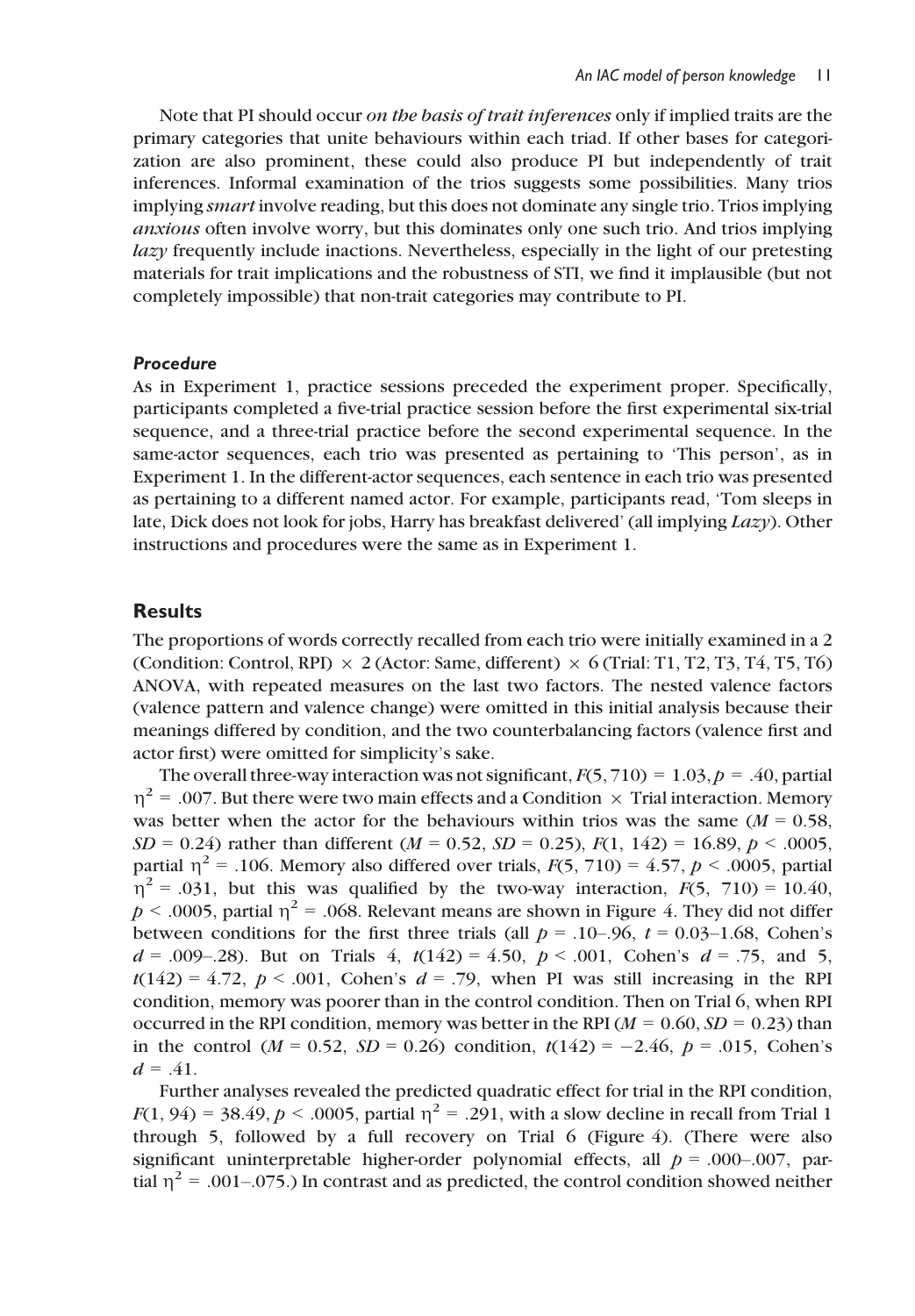Note that PI should occur *on the basis of trait inferences* only if implied traits are the primary categories that unite behaviours within each triad. If other bases for categorization are also prominent, these could also produce PI but independently of trait inferences. Informal examination of the trios suggests some possibilities. Many trios implying *smart* involve reading, but this does not dominate any single trio. Trios implying *anxious* often involve worry, but this dominates only one such trio. And trios implying *lazy* frequently include inactions. Nevertheless, especially in the light of our pretesting materials for trait implications and the robustness of STI, we find it implausible (but not completely impossible) that non-trait categories may contribute to PI.

### *Procedure*

As in Experiment 1, practice sessions preceded the experiment proper. Specifically, participants completed a five-trial practice session before the first experimental six-trial sequence, and a three-trial practice before the second experimental sequence. In the same-actor sequences, each trio was presented as pertaining to 'This person', as in Experiment 1. In the different-actor sequences, each sentence in each trio was presented as pertaining to a different named actor. For example, participants read, 'Tom sleeps in late, Dick does not look for jobs, Harry has breakfast delivered' (all implying *Lazy*). Other instructions and procedures were the same as in Experiment 1.

## Results

The proportions of words correctly recalled from each trio were initially examined in a 2 (Condition: Control, RPI) × 2 (Actor: Same, different) × 6 (Trial: T1, T2, T3, T4, T5, T6) ANOVA, with repeated measures on the last two factors. The nested valence factors (valence pattern and valence change) were omitted in this initial analysis because their meanings differed by condition, and the two counterbalancing factors (valence first and actor first) were omitted for simplicity's sake.

The overall three-way interaction was not significant, $F(5, 710) = 1.03, p = .40$, partial $\eta^2 = .007$. But there were two main effects and a Condition × Trial interaction. Memory was better when the actor for the behaviours within trios was the same ($M = 0.58$, $SD = 0.24$) rather than different ($M = 0.52$, $SD = 0.25$), $F(1, 142) = 16.89$, $p < .0005$, partial $\eta^2 = .106$. Memory also differed over trials, $F(5, 710) = 4.57$, $p < .0005$, partial $\eta^2 = .031$, but this was qualified by the two-way interaction, $F(5, 710) = 10.40$, $p < .0005$, partial $\eta^2 = .068$. Relevant means are shown in Figure 4. They did not differ between conditions for the first three trials (all $p = .10$–$.96$, $t = 0.03$–$1.68$, Cohen's $d = .009$–$.28$). But on Trials 4, $t(142) = 4.50$, $p < .001$, Cohen's $d = .75$, and 5, $t(142) = 4.72$, $p < .001$, Cohen's $d = .79$, when PI was still increasing in the RPI condition, memory was poorer than in the control condition. Then on Trial 6, when RPI occurred in the RPI condition, memory was better in the RPI ($M = 0.60$, $SD = 0.23$) than in the control ($M = 0.52$, $SD = 0.26$) condition, $t(142) = -2.46$, $p = .015$, Cohen's $d = .41$.

Further analyses revealed the predicted quadratic effect for trial in the RPI condition, $F(1, 94) = 38.49$, $p < .0005$, partial $\eta^2 = .291$, with a slow decline in recall from Trial 1 through 5, followed by a full recovery on Trial 6 (Figure 4). (There were also significant uninterpretable higher-order polynomial effects, all $p = .000$–$.007$, partial $\eta^2 = .001$–$.075$.) In contrast and as predicted, the control condition showed neither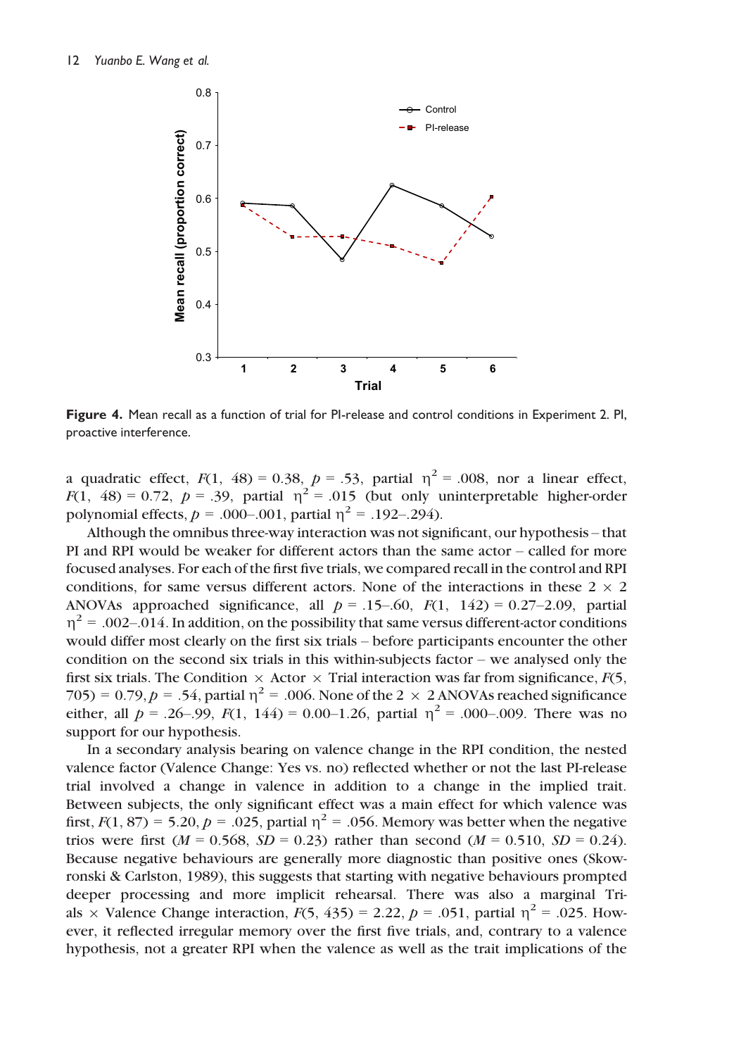**Figure 4.** Mean recall as a function of trial for PI-release and control conditions in Experiment 2. PI, proactive interference.

a quadratic effect, $F(1, 48) = 0.38$, $p = .53$, partial $\eta^2 = .008$, nor a linear effect, $F(1, 48) = 0.72$, $p = .39$, partial $\eta^2 = .015$ (but only uninterpretable higher-order polynomial effects, $p = .000–.001$, partial $\eta^2 = .192–.294$).

Although the omnibus three-way interaction was not significant, our hypothesis – that PI and RPI would be weaker for different actors than the same actor – called for more focused analyses. For each of the first five trials, we compared recall in the control and RPI conditions, for same versus different actors. None of the interactions in these 2 × 2 ANOVAs approached significance, all $p = .15–.60$, $F(1, 142) = 0.27–2.09$, partial $\eta^2 = .002–.014$. In addition, on the possibility that same versus different-actor conditions would differ most clearly on the first six trials – before participants encounter the other condition on the second six trials in this within-subjects factor – we analysed only the first six trials. The Condition × Actor × Trial interaction was far from significance, $F(5, 705) = 0.79$, $p = .54$, partial $\eta^2 = .006$. None of the 2 × 2 ANOVAs reached significance either, all $p = .26–.99$, $F(1, 144) = 0.00–1.26$, partial $\eta^2 = .000–.009$. There was no support for our hypothesis.

In a secondary analysis bearing on valence change in the RPI condition, the nested valence factor (Valence Change: Yes vs. no) reflected whether or not the last PI-release trial involved a change in valence in addition to a change in the implied trait. Between subjects, the only significant effect was a main effect for which valence was first, $F(1, 87) = 5.20$, $p = .025$, partial $\eta^2 = .056$. Memory was better when the negative trios were first ($M = 0.568$, $SD = 0.23$) rather than second ($M = 0.510$, $SD = 0.24$). Because negative behaviours are generally more diagnostic than positive ones (Skowronski & Carlston, 1989), this suggests that starting with negative behaviours prompted deeper processing and more implicit rehearsal. There was also a marginal Trials × Valence Change interaction, $F(5, 435) = 2.22$, $p = .051$, partial $\eta^2 = .025$. However, it reflected irregular memory over the first five trials, and, contrary to a valence hypothesis, not a greater RPI when the valence as well as the trait implications of the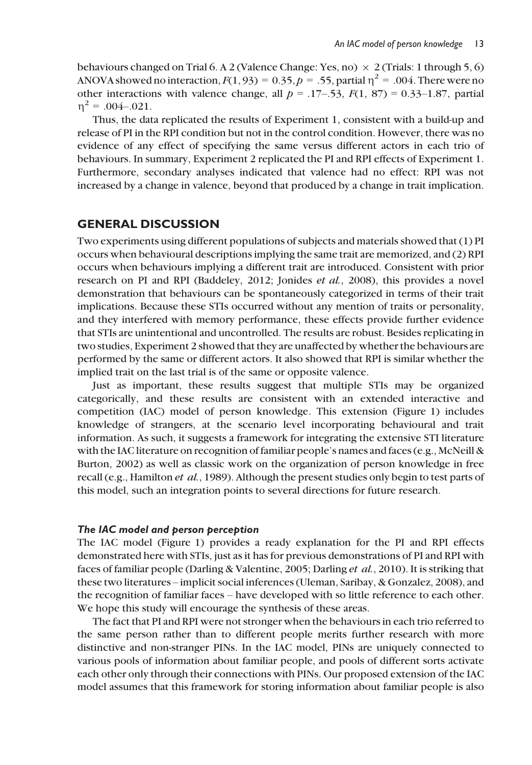behaviours changed on Trial 6. A 2 (Valence Change: Yes, no) $\times$ 2 (Trials: 1 through 5, 6) ANOVA showed no interaction, $F(1, 93) = 0.35, p = .55$, partial $\eta^2 = .004$. There were no other interactions with valence change, all $p = .17$–$.53$, $F(1, 87) = 0.33$–$1.87$, partial $\eta^2 = .004$–$.021$.

Thus, the data replicated the results of Experiment 1, consistent with a build-up and release of PI in the RPI condition but not in the control condition. However, there was no evidence of any effect of specifying the same versus different actors in each trio of behaviours. In summary, Experiment 2 replicated the PI and RPI effects of Experiment 1. Furthermore, secondary analyses indicated that valence had no effect: RPI was not increased by a change in valence, beyond that produced by a change in trait implication.

## GENERAL DISCUSSION

Two experiments using different populations of subjects and materials showed that (1) PI occurs when behavioural descriptions implying the same trait are memorized, and (2) RPI occurs when behaviours implying a different trait are introduced. Consistent with prior research on PI and RPI (Baddeley, 2012; Jonides *et al.*, 2008), this provides a novel demonstration that behaviours can be spontaneously categorized in terms of their trait implications. Because these STIs occurred without any mention of traits or personality, and they interfered with memory performance, these effects provide further evidence that STIs are unintentional and uncontrolled. The results are robust. Besides replicating in two studies, Experiment 2 showed that they are unaffected by whether the behaviours are performed by the same or different actors. It also showed that RPI is similar whether the implied trait on the last trial is of the same or opposite valence.

Just as important, these results suggest that multiple STIs may be organized categorically, and these results are consistent with an extended interactive and competition (IAC) model of person knowledge. This extension (Figure 1) includes knowledge of strangers, at the scenario level incorporating behavioural and trait information. As such, it suggests a framework for integrating the extensive STI literature with the IAC literature on recognition of familiar people's names and faces (e.g., McNeill & Burton, 2002) as well as classic work on the organization of person knowledge in free recall (e.g., Hamilton *et al.*, 1989). Although the present studies only begin to test parts of this model, such an integration points to several directions for future research.

### *The IAC model and person perception*

The IAC model (Figure 1) provides a ready explanation for the PI and RPI effects demonstrated here with STIs, just as it has for previous demonstrations of PI and RPI with faces of familiar people (Darling & Valentine, 2005; Darling *et al.*, 2010). It is striking that these two literatures – implicit social inferences (Uleman, Saribay, & Gonzalez, 2008), and the recognition of familiar faces – have developed with so little reference to each other. We hope this study will encourage the synthesis of these areas.

The fact that PI and RPI were not stronger when the behaviours in each trio referred to the same person rather than to different people merits further research with more distinctive and non-stranger PINs. In the IAC model, PINs are uniquely connected to various pools of information about familiar people, and pools of different sorts activate each other only through their connections with PINs. Our proposed extension of the IAC model assumes that this framework for storing information about familiar people is also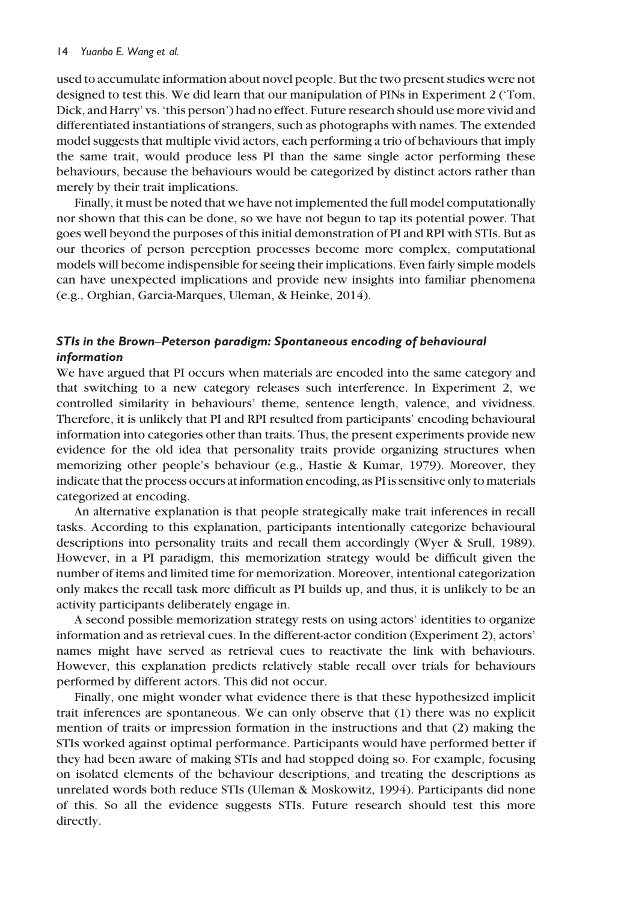used to accumulate information about novel people. But the two present studies were not designed to test this. We did learn that our manipulation of PINs in Experiment 2 ('Tom, Dick, and Harry' vs. 'this person') had no effect. Future research should use more vivid and differentiated instantiations of strangers, such as photographs with names. The extended model suggests that multiple vivid actors, each performing a trio of behaviours that imply the same trait, would produce less PI than the same single actor performing these behaviours, because the behaviours would be categorized by distinct actors rather than merely by their trait implications.

Finally, it must be noted that we have not implemented the full model computationally nor shown that this can be done, so we have not begun to tap its potential power. That goes well beyond the purposes of this initial demonstration of PI and RPI with STIs. But as our theories of person perception processes become more complex, computational models will become indispensible for seeing their implications. Even fairly simple models can have unexpected implications and provide new insights into familiar phenomena (e.g., Orghian, Garcia-Marques, Uleman, & Heinke, 2014).

### *STIs in the Brown–Peterson paradigm: Spontaneous encoding of behavioural information*

We have argued that PI occurs when materials are encoded into the same category and that switching to a new category releases such interference. In Experiment 2, we controlled similarity in behaviours' theme, sentence length, valence, and vividness. Therefore, it is unlikely that PI and RPI resulted from participants' encoding behavioural information into categories other than traits. Thus, the present experiments provide new evidence for the old idea that personality traits provide organizing structures when memorizing other people's behaviour (e.g., Hastie & Kumar, 1979). Moreover, they indicate that the process occurs at information encoding, as PI is sensitive only to materials categorized at encoding.

An alternative explanation is that people strategically make trait inferences in recall tasks. According to this explanation, participants intentionally categorize behavioural descriptions into personality traits and recall them accordingly (Wyer & Srull, 1989). However, in a PI paradigm, this memorization strategy would be difficult given the number of items and limited time for memorization. Moreover, intentional categorization only makes the recall task more difficult as PI builds up, and thus, it is unlikely to be an activity participants deliberately engage in.

A second possible memorization strategy rests on using actors' identities to organize information and as retrieval cues. In the different-actor condition (Experiment 2), actors' names might have served as retrieval cues to reactivate the link with behaviours. However, this explanation predicts relatively stable recall over trials for behaviours performed by different actors. This did not occur.

Finally, one might wonder what evidence there is that these hypothesized implicit trait inferences are spontaneous. We can only observe that (1) there was no explicit mention of traits or impression formation in the instructions and that (2) making the STIs worked against optimal performance. Participants would have performed better if they had been aware of making STIs and had stopped doing so. For example, focusing on isolated elements of the behaviour descriptions, and treating the descriptions as unrelated words both reduce STIs (Uleman & Moskowitz, 1994). Participants did none of this. So all the evidence suggests STIs. Future research should test this more directly.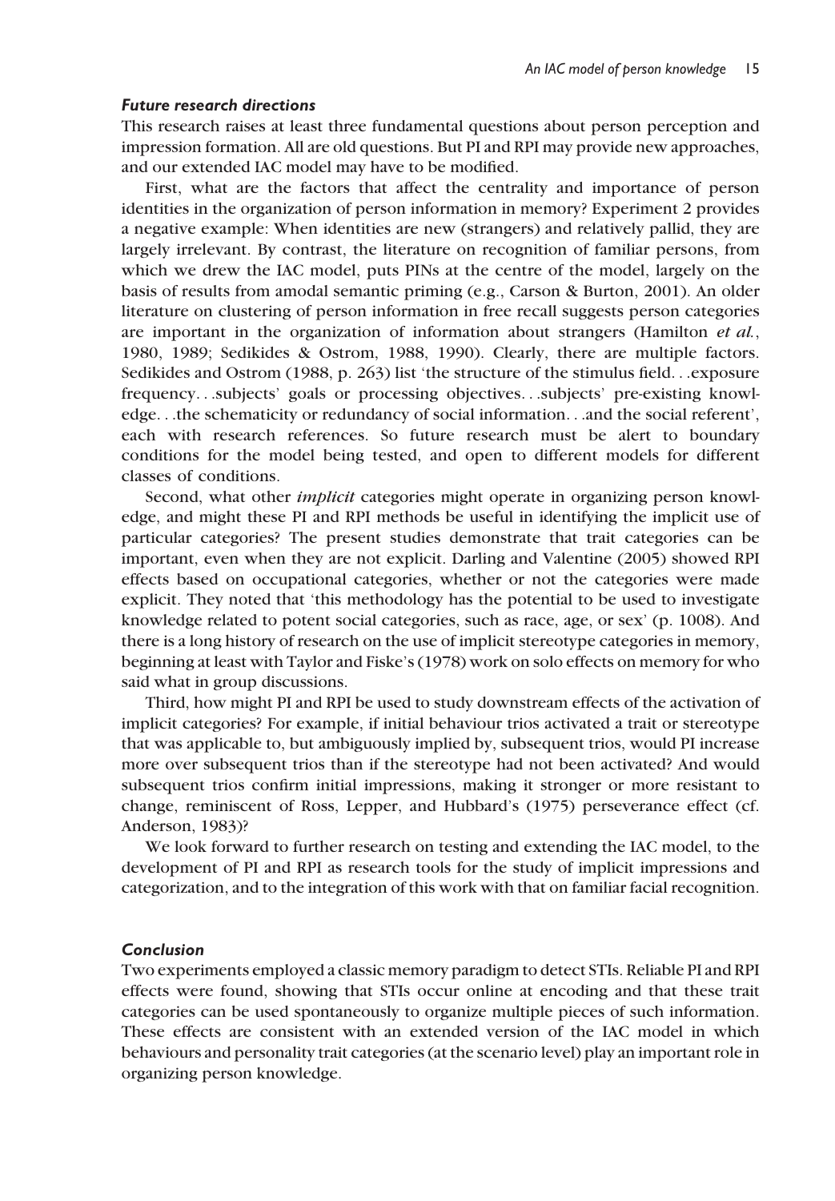### *Future research directions*

This research raises at least three fundamental questions about person perception and impression formation. All are old questions. But PI and RPI may provide new approaches, and our extended IAC model may have to be modified.

First, what are the factors that affect the centrality and importance of person identities in the organization of person information in memory? Experiment 2 provides a negative example: When identities are new (strangers) and relatively pallid, they are largely irrelevant. By contrast, the literature on recognition of familiar persons, from which we drew the IAC model, puts PINs at the centre of the model, largely on the basis of results from amodal semantic priming (e.g., Carson & Burton, 2001). An older literature on clustering of person information in free recall suggests person categories are important in the organization of information about strangers (Hamilton *et al.*, 1980, 1989; Sedikides & Ostrom, 1988, 1990). Clearly, there are multiple factors. Sedikides and Ostrom (1988, p. 263) list 'the structure of the stimulus field. . .exposure frequency. . .subjects' goals or processing objectives. . .subjects' pre-existing knowledge. . .the schematicity or redundancy of social information. . .and the social referent', each with research references. So future research must be alert to boundary conditions for the model being tested, and open to different models for different classes of conditions.

Second, what other *implicit* categories might operate in organizing person knowledge, and might these PI and RPI methods be useful in identifying the implicit use of particular categories? The present studies demonstrate that trait categories can be important, even when they are not explicit. Darling and Valentine (2005) showed RPI effects based on occupational categories, whether or not the categories were made explicit. They noted that 'this methodology has the potential to be used to investigate knowledge related to potent social categories, such as race, age, or sex' (p. 1008). And there is a long history of research on the use of implicit stereotype categories in memory, beginning at least with Taylor and Fiske's (1978) work on solo effects on memory for who said what in group discussions.

Third, how might PI and RPI be used to study downstream effects of the activation of implicit categories? For example, if initial behaviour trios activated a trait or stereotype that was applicable to, but ambiguously implied by, subsequent trios, would PI increase more over subsequent trios than if the stereotype had not been activated? And would subsequent trios confirm initial impressions, making it stronger or more resistant to change, reminiscent of Ross, Lepper, and Hubbard's (1975) perseverance effect (cf. Anderson, 1983)?

We look forward to further research on testing and extending the IAC model, to the development of PI and RPI as research tools for the study of implicit impressions and categorization, and to the integration of this work with that on familiar facial recognition.

### *Conclusion*

Two experiments employed a classic memory paradigm to detect STIs. Reliable PI and RPI effects were found, showing that STIs occur online at encoding and that these trait categories can be used spontaneously to organize multiple pieces of such information. These effects are consistent with an extended version of the IAC model in which behaviours and personality trait categories (at the scenario level) play an important role in organizing person knowledge.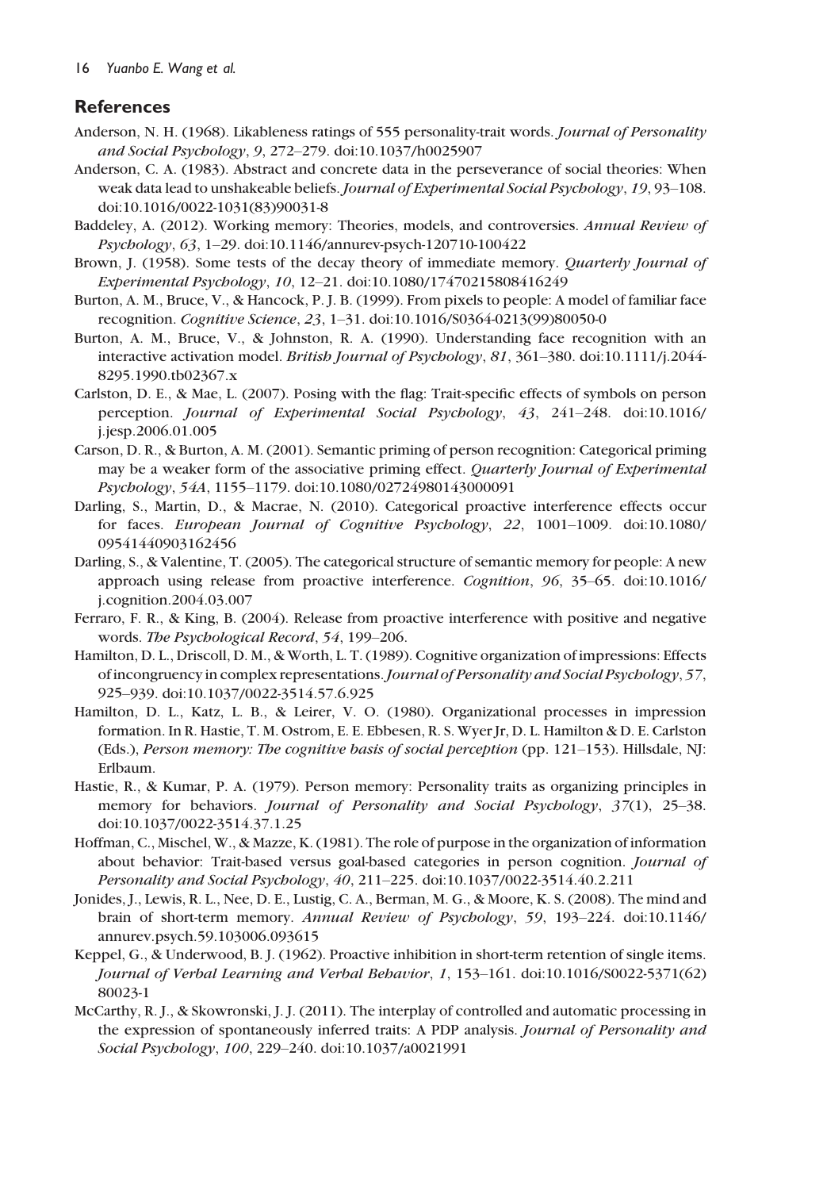## References

Anderson, N. H. (1968). Likableness ratings of 555 personality-trait words. *Journal of Personality and Social Psychology*, *9*, 272–279. doi:10.1037/h0025907

Anderson, C. A. (1983). Abstract and concrete data in the perseverance of social theories: When weak data lead to unshakeable beliefs. *Journal of Experimental Social Psychology*, *19*, 93–108. doi:10.1016/0022-1031(83)90031-8

Baddeley, A. (2012). Working memory: Theories, models, and controversies. *Annual Review of Psychology*, *63*, 1–29. doi:10.1146/annurev-psych-120710-100422

Brown, J. (1958). Some tests of the decay theory of immediate memory. *Quarterly Journal of Experimental Psychology*, *10*, 12–21. doi:10.1080/17470215808416249

Burton, A. M., Bruce, V., & Hancock, P. J. B. (1999). From pixels to people: A model of familiar face recognition. *Cognitive Science*, *23*, 1–31. doi:10.1016/S0364-0213(99)80050-0

Burton, A. M., Bruce, V., & Johnston, R. A. (1990). Understanding face recognition with an interactive activation model. *British Journal of Psychology*, *81*, 361–380. doi:10.1111/j.2044-8295.1990.tb02367.x

Carlston, D. E., & Mae, L. (2007). Posing with the flag: Trait-specific effects of symbols on person perception. *Journal of Experimental Social Psychology*, *43*, 241–248. doi:10.1016/j.jesp.2006.01.005

Carson, D. R., & Burton, A. M. (2001). Semantic priming of person recognition: Categorical priming may be a weaker form of the associative priming effect. *Quarterly Journal of Experimental Psychology*, *54A*, 1155–1179. doi:10.1080/02724980143000091

Darling, S., Martin, D., & Macrae, N. (2010). Categorical proactive interference effects occur for faces. *European Journal of Cognitive Psychology*, *22*, 1001–1009. doi:10.1080/09541440903162456

Darling, S., & Valentine, T. (2005). The categorical structure of semantic memory for people: A new approach using release from proactive interference. *Cognition*, *96*, 35–65. doi:10.1016/j.cognition.2004.03.007

Ferraro, F. R., & King, B. (2004). Release from proactive interference with positive and negative words. *The Psychological Record*, *54*, 199–206.

Hamilton, D. L., Driscoll, D. M., & Worth, L. T. (1989). Cognitive organization of impressions: Effects of incongruency in complex representations. *Journal of Personality and Social Psychology*, *57*, 925–939. doi:10.1037/0022-3514.57.6.925

Hamilton, D. L., Katz, L. B., & Leirer, V. O. (1980). Organizational processes in impression formation. In R. Hastie, T. M. Ostrom, E. E. Ebbesen, R. S. Wyer Jr, D. L. Hamilton & D. E. Carlston (Eds.), *Person memory: The cognitive basis of social perception* (pp. 121–153). Hillsdale, NJ: Erlbaum.

Hastie, R., & Kumar, P. A. (1979). Person memory: Personality traits as organizing principles in memory for behaviors. *Journal of Personality and Social Psychology*, *37*(1), 25–38. doi:10.1037/0022-3514.37.1.25

Hoffman, C., Mischel, W., & Mazze, K. (1981). The role of purpose in the organization of information about behavior: Trait-based versus goal-based categories in person cognition. *Journal of Personality and Social Psychology*, *40*, 211–225. doi:10.1037/0022-3514.40.2.211

Jonides, J., Lewis, R. L., Nee, D. E., Lustig, C. A., Berman, M. G., & Moore, K. S. (2008). The mind and brain of short-term memory. *Annual Review of Psychology*, *59*, 193–224. doi:10.1146/annurev.psych.59.103006.093615

Keppel, G., & Underwood, B. J. (1962). Proactive inhibition in short-term retention of single items. *Journal of Verbal Learning and Verbal Behavior*, *1*, 153–161. doi:10.1016/S0022-5371(62)80023-1

McCarthy, R. J., & Skowronski, J. J. (2011). The interplay of controlled and automatic processing in the expression of spontaneously inferred traits: A PDP analysis. *Journal of Personality and Social Psychology*, *100*, 229–240. doi:10.1037/a0021991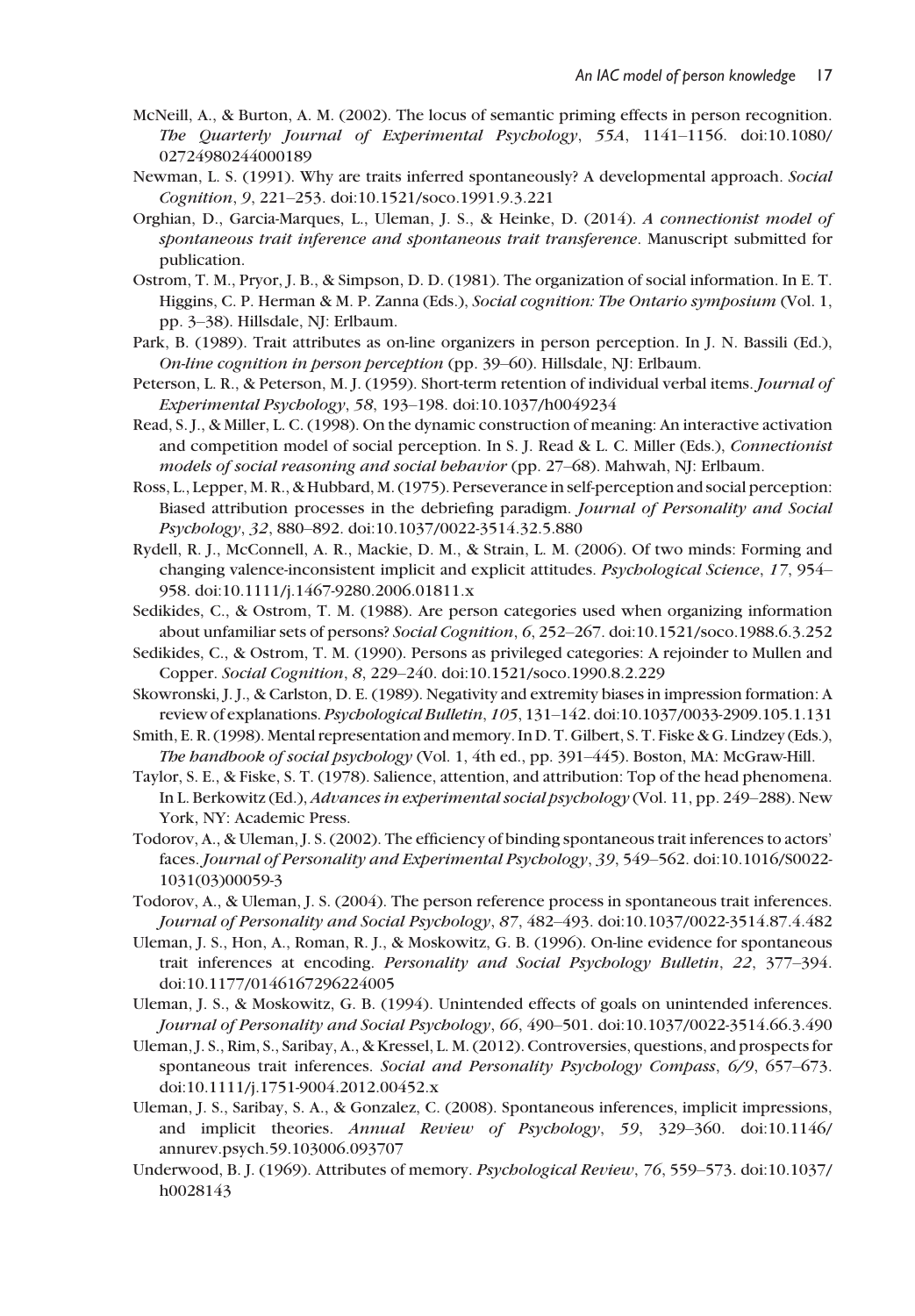McNeill, A., & Burton, A. M. (2002). The locus of semantic priming effects in person recognition. *The Quarterly Journal of Experimental Psychology*, *55A*, 1141–1156. doi:10.1080/02724980244000189

Newman, L. S. (1991). Why are traits inferred spontaneously? A developmental approach. *Social Cognition*, *9*, 221–253. doi:10.1521/soco.1991.9.3.221

Orghian, D., Garcia-Marques, L., Uleman, J. S., & Heinke, D. (2014). *A connectionist model of spontaneous trait inference and spontaneous trait transference*. Manuscript submitted for publication.

Ostrom, T. M., Pryor, J. B., & Simpson, D. D. (1981). The organization of social information. In E. T. Higgins, C. P. Herman & M. P. Zanna (Eds.), *Social cognition: The Ontario symposium* (Vol. 1, pp. 3–38). Hillsdale, NJ: Erlbaum.

Park, B. (1989). Trait attributes as on-line organizers in person perception. In J. N. Bassili (Ed.), *On-line cognition in person perception* (pp. 39–60). Hillsdale, NJ: Erlbaum.

Peterson, L. R., & Peterson, M. J. (1959). Short-term retention of individual verbal items. *Journal of Experimental Psychology*, *58*, 193–198. doi:10.1037/h0049234

Read, S. J., & Miller, L. C. (1998). On the dynamic construction of meaning: An interactive activation and competition model of social perception. In S. J. Read & L. C. Miller (Eds.), *Connectionist models of social reasoning and social behavior* (pp. 27–68). Mahwah, NJ: Erlbaum.

Ross, L., Lepper, M. R., & Hubbard, M. (1975). Perseverance in self-perception and social perception: Biased attribution processes in the debriefing paradigm. *Journal of Personality and Social Psychology*, *32*, 880–892. doi:10.1037/0022-3514.32.5.880

Rydell, R. J., McConnell, A. R., Mackie, D. M., & Strain, L. M. (2006). Of two minds: Forming and changing valence-inconsistent implicit and explicit attitudes. *Psychological Science*, *17*, 954–958. doi:10.1111/j.1467-9280.2006.01811.x

Sedikides, C., & Ostrom, T. M. (1988). Are person categories used when organizing information about unfamiliar sets of persons? *Social Cognition*, *6*, 252–267. doi:10.1521/soco.1988.6.3.252

Sedikides, C., & Ostrom, T. M. (1990). Persons as privileged categories: A rejoinder to Mullen and Copper. *Social Cognition*, *8*, 229–240. doi:10.1521/soco.1990.8.2.229

Skowronski, J. J., & Carlston, D. E. (1989). Negativity and extremity biases in impression formation: A review of explanations. *Psychological Bulletin*, *105*, 131–142. doi:10.1037/0033-2909.105.1.131

Smith, E. R. (1998). Mental representation and memory. In D. T. Gilbert, S. T. Fiske & G. Lindzey (Eds.), *The handbook of social psychology* (Vol. 1, 4th ed., pp. 391–445). Boston, MA: McGraw-Hill.

Taylor, S. E., & Fiske, S. T. (1978). Salience, attention, and attribution: Top of the head phenomena. In L. Berkowitz (Ed.), *Advances in experimental social psychology* (Vol. 11, pp. 249–288). New York, NY: Academic Press.

Todorov, A., & Uleman, J. S. (2002). The efficiency of binding spontaneous trait inferences to actors' faces. *Journal of Personality and Experimental Psychology*, *39*, 549–562. doi:10.1016/S0022-1031(03)00059-3

Todorov, A., & Uleman, J. S. (2004). The person reference process in spontaneous trait inferences. *Journal of Personality and Social Psychology*, *87*, 482–493. doi:10.1037/0022-3514.87.4.482

Uleman, J. S., Hon, A., Roman, R. J., & Moskowitz, G. B. (1996). On-line evidence for spontaneous trait inferences at encoding. *Personality and Social Psychology Bulletin*, *22*, 377–394. doi:10.1177/0146167296224005

Uleman, J. S., & Moskowitz, G. B. (1994). Unintended effects of goals on unintended inferences. *Journal of Personality and Social Psychology*, *66*, 490–501. doi:10.1037/0022-3514.66.3.490

Uleman, J. S., Rim, S., Saribay, A., & Kressel, L. M. (2012). Controversies, questions, and prospects for spontaneous trait inferences. *Social and Personality Psychology Compass*, *6/9*, 657–673. doi:10.1111/j.1751-9004.2012.00452.x

Uleman, J. S., Saribay, S. A., & Gonzalez, C. (2008). Spontaneous inferences, implicit impressions, and implicit theories. *Annual Review of Psychology*, *59*, 329–360. doi:10.1146/annurev.psych.59.103006.093707

Underwood, B. J. (1969). Attributes of memory. *Psychological Review*, *76*, 559–573. doi:10.1037/h0028143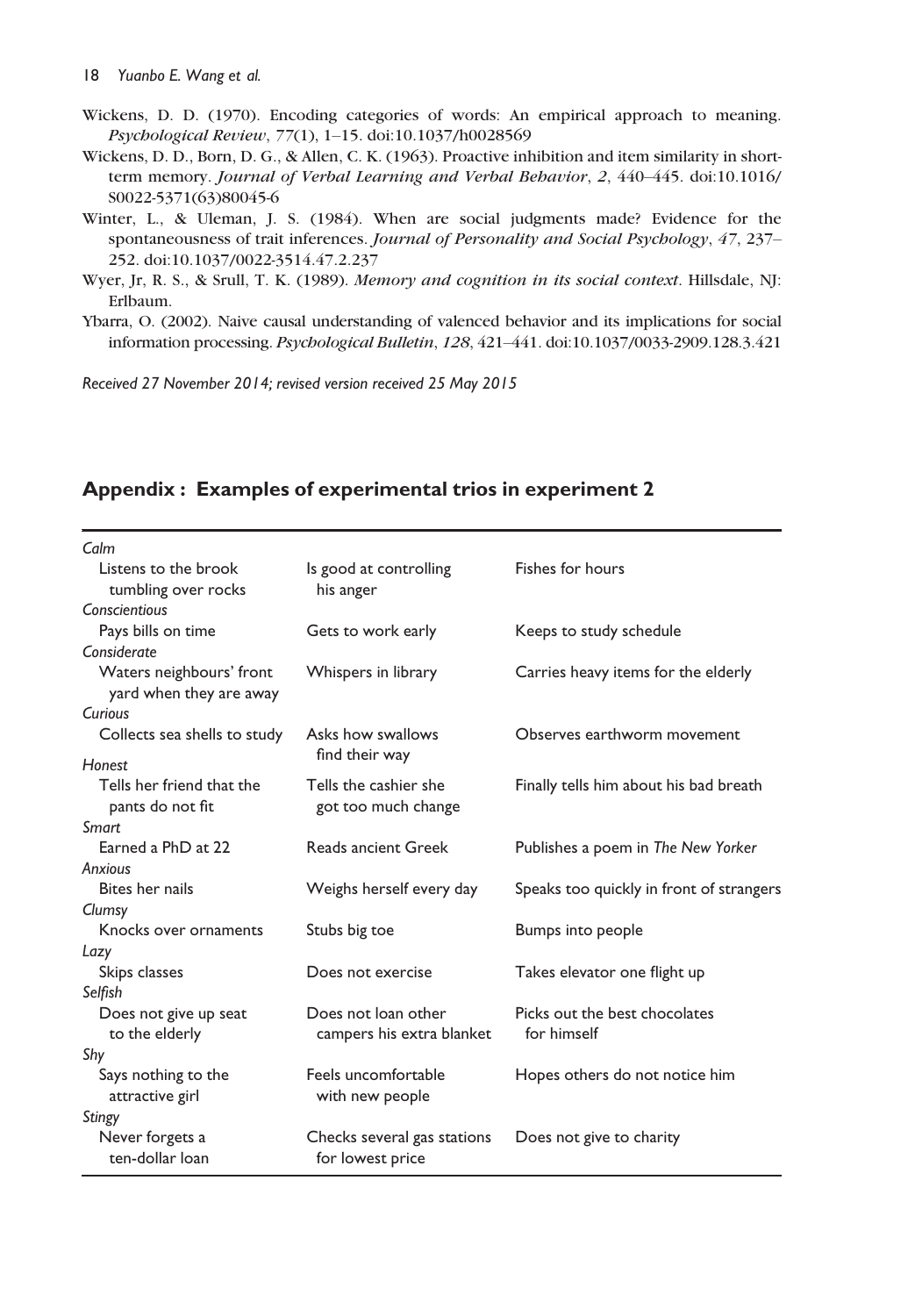Wickens, D. D. (1970). Encoding categories of words: An empirical approach to meaning. *Psychological Review*, *77*(1), 1–15. doi:10.1037/h0028569

Wickens, D. D., Born, D. G., & Allen, C. K. (1963). Proactive inhibition and item similarity in short-term memory. *Journal of Verbal Learning and Verbal Behavior*, *2*, 440–445. doi:10.1016/S0022-5371(63)80045-6

Winter, L., & Uleman, J. S. (1984). When are social judgments made? Evidence for the spontaneousness of trait inferences. *Journal of Personality and Social Psychology*, *47*, 237–252. doi:10.1037/0022-3514.47.2.237

Wyer, Jr, R. S., & Srull, T. K. (1989). *Memory and cognition in its social context*. Hillsdale, NJ: Erlbaum.

Ybarra, O. (2002). Naive causal understanding of valenced behavior and its implications for social information processing. *Psychological Bulletin*, *128*, 421–441. doi:10.1037/0033-2909.128.3.421

*Received 27 November 2014; revised version received 25 May 2015*

## Appendix : Examples of experimental trios in experiment 2

| | | |
|---|---|---|
| *Calm* | | |
| Listens to the brook tumbling over rocks | Is good at controlling his anger | Fishes for hours |
| *Conscientious* | | |
| Pays bills on time | Gets to work early | Keeps to study schedule |
| *Considerate* | | |
| Waters neighbours' front yard when they are away | Whispers in library | Carries heavy items for the elderly |
| *Curious* | | |
| Collects sea shells to study | Asks how swallows find their way | Observes earthworm movement |
| *Honest* | | |
| Tells her friend that the pants do not fit | Tells the cashier she got too much change | Finally tells him about his bad breath |
| *Smart* | | |
| Earned a PhD at 22 | Reads ancient Greek | Publishes a poem in *The New Yorker* |
| *Anxious* | | |
| Bites her nails | Weighs herself every day | Speaks too quickly in front of strangers |
| *Clumsy* | | |
| Knocks over ornaments | Stubs big toe | Bumps into people |
| *Lazy* | | |
| Skips classes | Does not exercise | Takes elevator one flight up |
| *Selfish* | | |
| Does not give up seat to the elderly | Does not loan other campers his extra blanket | Picks out the best chocolates for himself |
| *Shy* | | |
| Says nothing to the attractive girl | Feels uncomfortable with new people | Hopes others do not notice him |
| *Stingy* | | |
| Never forgets a ten-dollar loan | Checks several gas stations for lowest price | Does not give to charity |